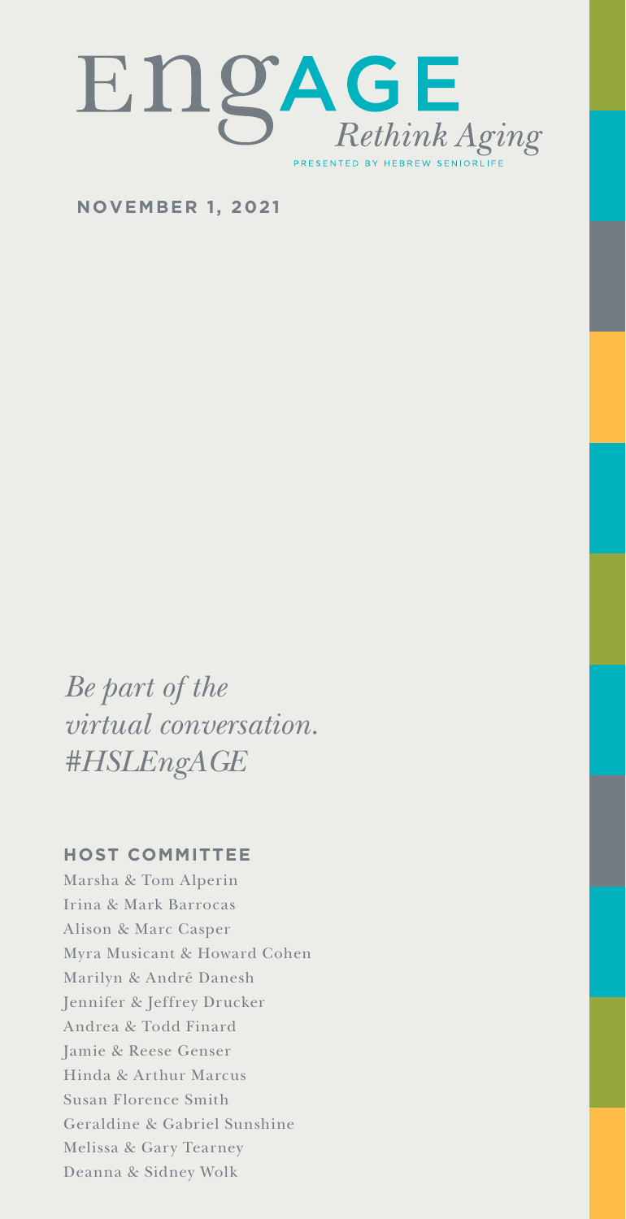# EngAGE *Rethink Aging*

PRESENTED BY HEBREW SENIORLIFE

**NOVEMBER 1, 2021**

*Be part of the virtual conversation. #HSLEngAGE*

**HOST COMMITTEE**

Marsha & Tom Alperin
Irina & Mark Barrocas
Alison & Marc Casper
Myra Musicant & Howard Cohen
Marilyn & André Danesh
Jennifer & Jeffrey Drucker
Andrea & Todd Finard
Jamie & Reese Genser
Hinda & Arthur Marcus
Susan Florence Smith
Geraldine & Gabriel Sunshine
Melissa & Gary Tearney
Deanna & Sidney Wolk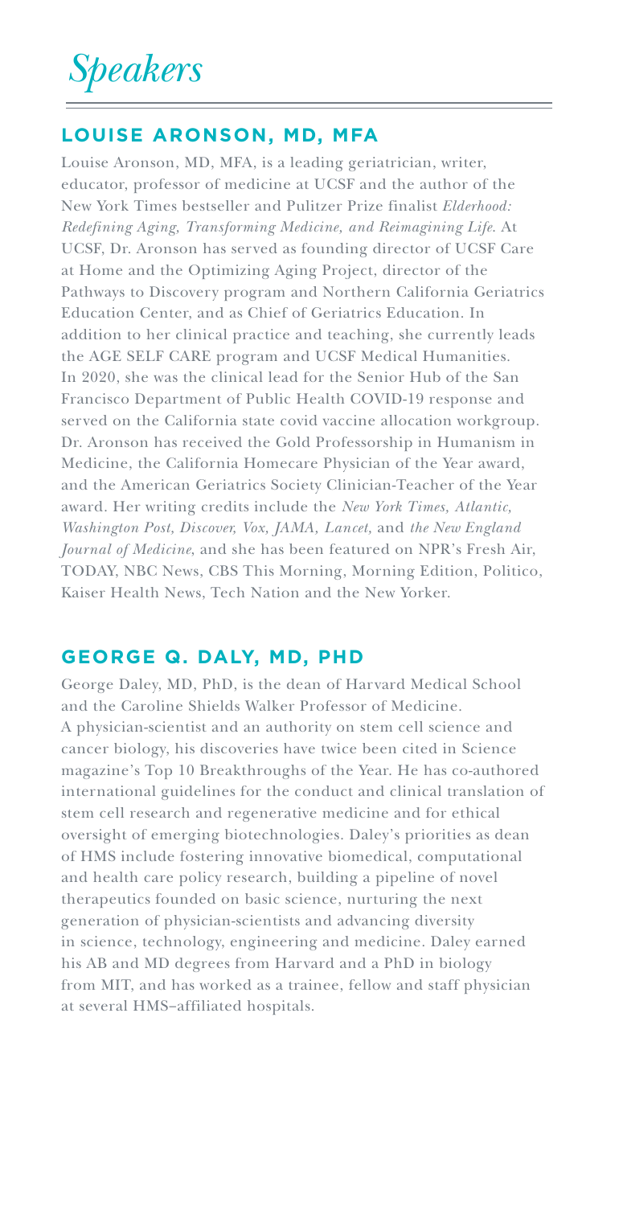# *Speakers*

## LOUISE ARONSON, MD, MFA

Louise Aronson, MD, MFA, is a leading geriatrician, writer, educator, professor of medicine at UCSF and the author of the New York Times bestseller and Pulitzer Prize finalist *Elderhood: Redefining Aging, Transforming Medicine, and Reimagining Life.* At UCSF, Dr. Aronson has served as founding director of UCSF Care at Home and the Optimizing Aging Project, director of the Pathways to Discovery program and Northern California Geriatrics Education Center, and as Chief of Geriatrics Education. In addition to her clinical practice and teaching, she currently leads the AGE SELF CARE program and UCSF Medical Humanities. In 2020, she was the clinical lead for the Senior Hub of the San Francisco Department of Public Health COVID-19 response and served on the California state covid vaccine allocation workgroup. Dr. Aronson has received the Gold Professorship in Humanism in Medicine, the California Homecare Physician of the Year award, and the American Geriatrics Society Clinician-Teacher of the Year award. Her writing credits include the *New York Times, Atlantic, Washington Post, Discover, Vox, JAMA, Lancet,* and *the New England Journal of Medicine*, and she has been featured on NPR's Fresh Air, TODAY, NBC News, CBS This Morning, Morning Edition, Politico, Kaiser Health News, Tech Nation and the New Yorker.

## GEORGE Q. DALY, MD, PHD

George Daley, MD, PhD, is the dean of Harvard Medical School and the Caroline Shields Walker Professor of Medicine. A physician-scientist and an authority on stem cell science and cancer biology, his discoveries have twice been cited in Science magazine's Top 10 Breakthroughs of the Year. He has co-authored international guidelines for the conduct and clinical translation of stem cell research and regenerative medicine and for ethical oversight of emerging biotechnologies. Daley's priorities as dean of HMS include fostering innovative biomedical, computational and health care policy research, building a pipeline of novel therapeutics founded on basic science, nurturing the next generation of physician-scientists and advancing diversity in science, technology, engineering and medicine. Daley earned his AB and MD degrees from Harvard and a PhD in biology from MIT, and has worked as a trainee, fellow and staff physician at several HMS–affiliated hospitals.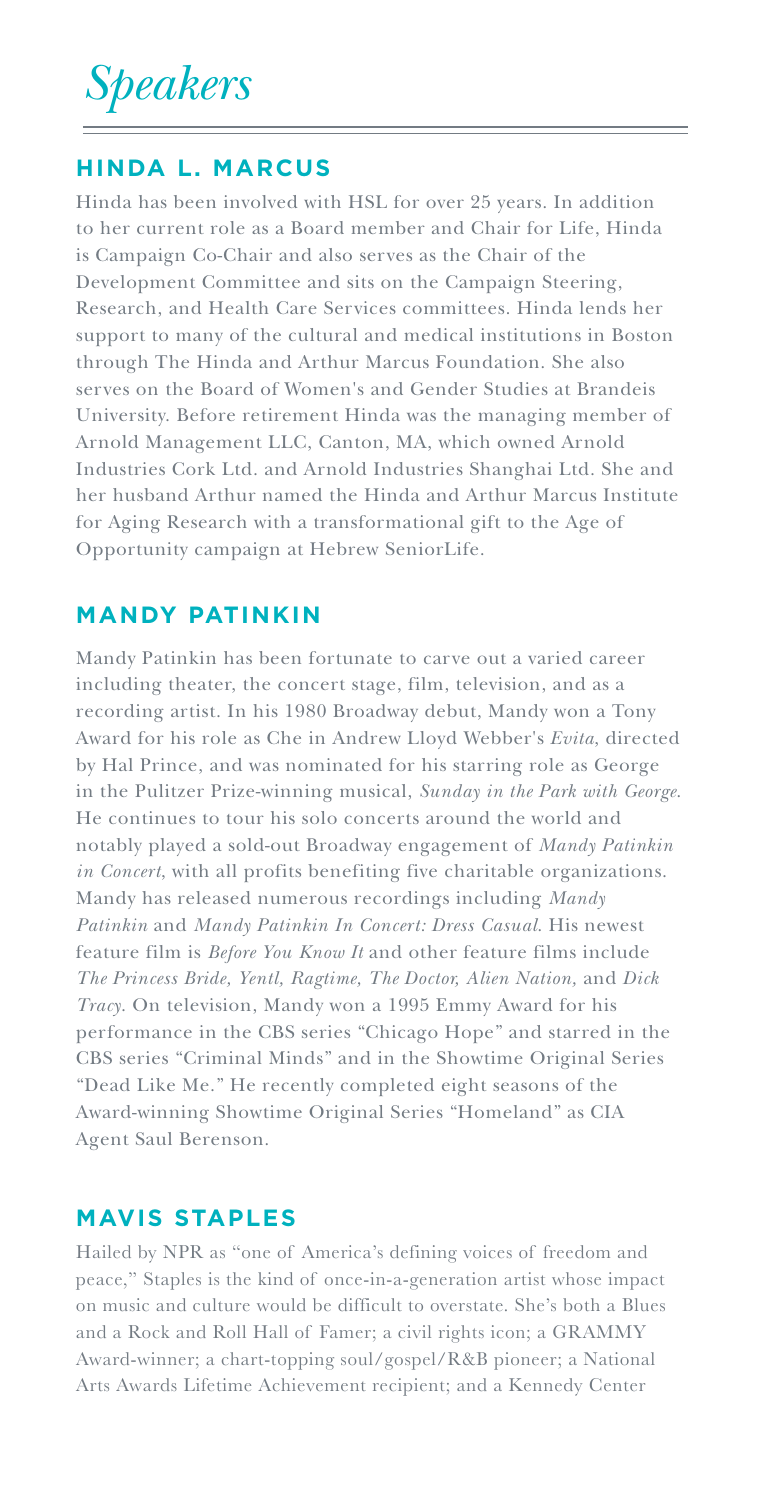# *Speakers*

## HINDA L. MARCUS

Hinda has been involved with HSL for over 25 years. In addition to her current role as a Board member and Chair for Life, Hinda is Campaign Co-Chair and also serves as the Chair of the Development Committee and sits on the Campaign Steering, Research, and Health Care Services committees. Hinda lends her support to many of the cultural and medical institutions in Boston through The Hinda and Arthur Marcus Foundation. She also serves on the Board of Women's and Gender Studies at Brandeis University. Before retirement Hinda was the managing member of Arnold Management LLC, Canton, MA, which owned Arnold Industries Cork Ltd. and Arnold Industries Shanghai Ltd. She and her husband Arthur named the Hinda and Arthur Marcus Institute for Aging Research with a transformational gift to the Age of Opportunity campaign at Hebrew SeniorLife.

## MANDY PATINKIN

Mandy Patinkin has been fortunate to carve out a varied career including theater, the concert stage, film, television, and as a recording artist. In his 1980 Broadway debut, Mandy won a Tony Award for his role as Che in Andrew Lloyd Webber's *Evita*, directed by Hal Prince, and was nominated for his starring role as George in the Pulitzer Prize-winning musical, *Sunday in the Park with George*. He continues to tour his solo concerts around the world and notably played a sold-out Broadway engagement of *Mandy Patinkin in Concert*, with all profits benefiting five charitable organizations. Mandy has released numerous recordings including *Mandy Patinkin* and *Mandy Patinkin In Concert: Dress Casual*. His newest feature film is *Before You Know It* and other feature films include *The Princess Bride, Yentl, Ragtime, The Doctor, Alien Nation,* and *Dick Tracy*. On television, Mandy won a 1995 Emmy Award for his performance in the CBS series "Chicago Hope" and starred in the CBS series "Criminal Minds" and in the Showtime Original Series "Dead Like Me." He recently completed eight seasons of the Award-winning Showtime Original Series "Homeland" as CIA Agent Saul Berenson.

## MAVIS STAPLES

Hailed by NPR as "one of America's defining voices of freedom and peace," Staples is the kind of once-in-a-generation artist whose impact on music and culture would be difficult to overstate. She's both a Blues and a Rock and Roll Hall of Famer; a civil rights icon; a GRAMMY Award-winner; a chart-topping soul/gospel/R&B pioneer; a National Arts Awards Lifetime Achievement recipient; and a Kennedy Center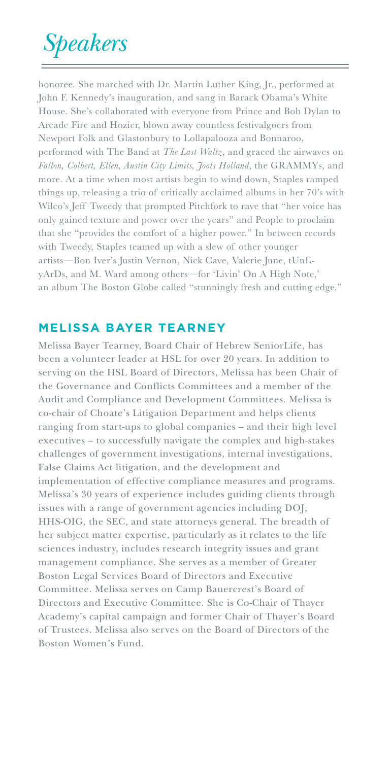# *Speakers*

honoree. She marched with Dr. Martin Luther King, Jr., performed at John F. Kennedy's inauguration, and sang in Barack Obama's White House. She's collaborated with everyone from Prince and Bob Dylan to Arcade Fire and Hozier, blown away countless festivalgoers from Newport Folk and Glastonbury to Lollapalooza and Bonnaroo, performed with The Band at *The Last Waltz*, and graced the airwaves on *Fallon, Colbert, Ellen, Austin City Limits, Jools Holland*, the GRAMMYs, and more. At a time when most artists begin to wind down, Staples ramped things up, releasing a trio of critically acclaimed albums in her 70's with Wilco's Jeff Tweedy that prompted Pitchfork to rave that "her voice has only gained texture and power over the years" and People to proclaim that she "provides the comfort of a higher power." In between records with Tweedy, Staples teamed up with a slew of other younger artists—Bon Iver's Justin Vernon, Nick Cave, Valerie June, tUnE-yArDs, and M. Ward among others—for 'Livin' On A High Note,' an album The Boston Globe called "stunningly fresh and cutting edge."

## MELISSA BAYER TEARNEY

Melissa Bayer Tearney, Board Chair of Hebrew SeniorLife, has been a volunteer leader at HSL for over 20 years. In addition to serving on the HSL Board of Directors, Melissa has been Chair of the Governance and Conflicts Committees and a member of the Audit and Compliance and Development Committees. Melissa is co-chair of Choate's Litigation Department and helps clients ranging from start-ups to global companies – and their high level executives – to successfully navigate the complex and high-stakes challenges of government investigations, internal investigations, False Claims Act litigation, and the development and implementation of effective compliance measures and programs. Melissa's 30 years of experience includes guiding clients through issues with a range of government agencies including DOJ, HHS-OIG, the SEC, and state attorneys general. The breadth of her subject matter expertise, particularly as it relates to the life sciences industry, includes research integrity issues and grant management compliance. She serves as a member of Greater Boston Legal Services Board of Directors and Executive Committee. Melissa serves on Camp Bauercrest's Board of Directors and Executive Committee. She is Co-Chair of Thayer Academy's capital campaign and former Chair of Thayer's Board of Trustees. Melissa also serves on the Board of Directors of the Boston Women's Fund.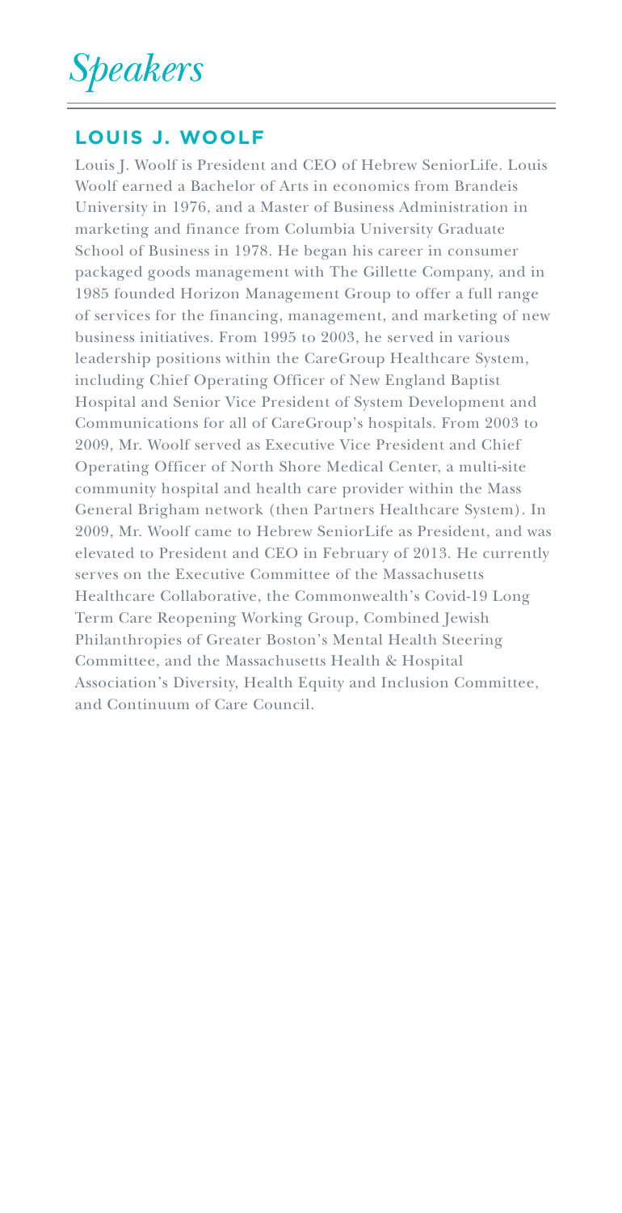# *Speakers*

## LOUIS J. WOOLF

Louis J. Woolf is President and CEO of Hebrew SeniorLife. Louis Woolf earned a Bachelor of Arts in economics from Brandeis University in 1976, and a Master of Business Administration in marketing and finance from Columbia University Graduate School of Business in 1978. He began his career in consumer packaged goods management with The Gillette Company, and in 1985 founded Horizon Management Group to offer a full range of services for the financing, management, and marketing of new business initiatives. From 1995 to 2003, he served in various leadership positions within the CareGroup Healthcare System, including Chief Operating Officer of New England Baptist Hospital and Senior Vice President of System Development and Communications for all of CareGroup's hospitals. From 2003 to 2009, Mr. Woolf served as Executive Vice President and Chief Operating Officer of North Shore Medical Center, a multi-site community hospital and health care provider within the Mass General Brigham network (then Partners Healthcare System). In 2009, Mr. Woolf came to Hebrew SeniorLife as President, and was elevated to President and CEO in February of 2013. He currently serves on the Executive Committee of the Massachusetts Healthcare Collaborative, the Commonwealth's Covid-19 Long Term Care Reopening Working Group, Combined Jewish Philanthropies of Greater Boston's Mental Health Steering Committee, and the Massachusetts Health & Hospital Association's Diversity, Health Equity and Inclusion Committee, and Continuum of Care Council.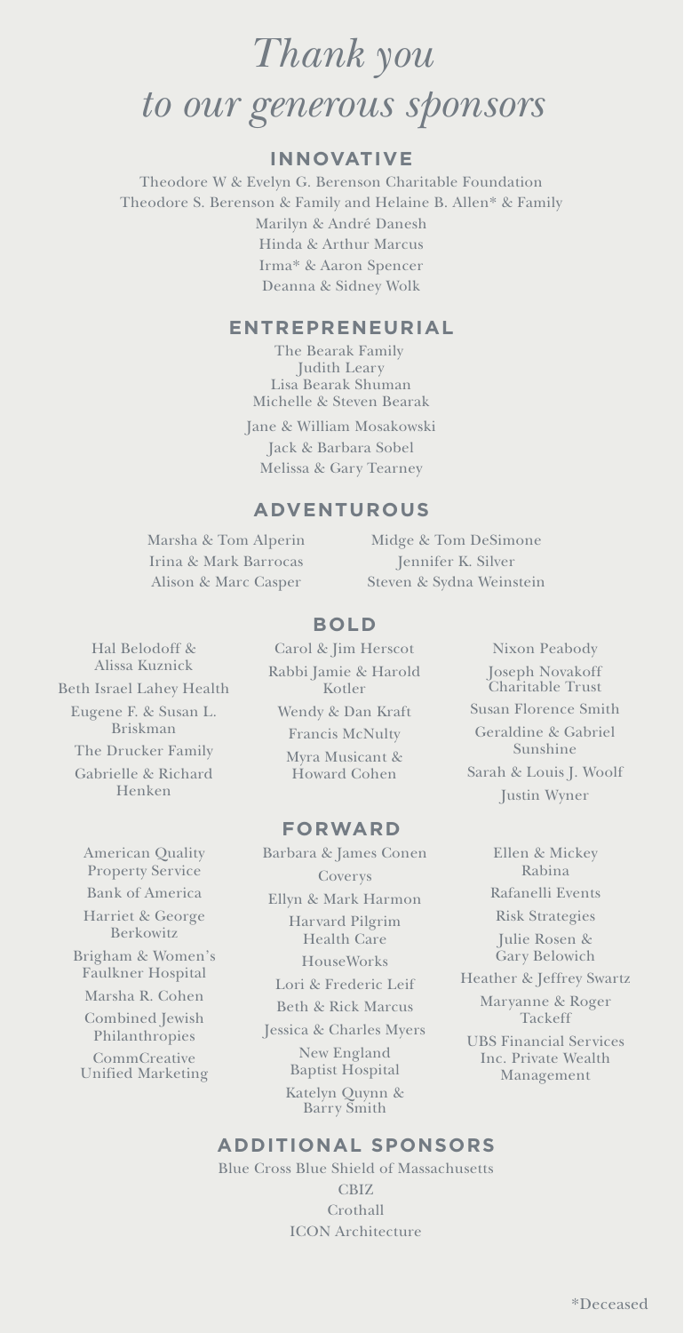# *Thank you to our generous sponsors*

## INNOVATIVE

Theodore W & Evelyn G. Berenson Charitable Foundation
Theodore S. Berenson & Family and Helaine B. Allen* & Family
Marilyn & André Danesh
Hinda & Arthur Marcus
Irma* & Aaron Spencer
Deanna & Sidney Wolk

## ENTREPRENEURIAL

The Bearak Family
Judith Leary
Lisa Bearak Shuman
Michelle & Steven Bearak

Jane & William Mosakowski
Jack & Barbara Sobel
Melissa & Gary Tearney

## ADVENTUROUS

Marsha & Tom Alperin
Irina & Mark Barrocas
Alison & Marc Casper
Midge & Tom DeSimone
Jennifer K. Silver
Steven & Sydna Weinstein

## BOLD

Hal Belodoff & Alissa Kuznick
Beth Israel Lahey Health
Eugene F. & Susan L. Briskman
The Drucker Family
Gabrielle & Richard Henken
Carol & Jim Herscot
Rabbi Jamie & Harold Kotler
Wendy & Dan Kraft
Francis McNulty
Myra Musicant & Howard Cohen
Nixon Peabody
Joseph Novakoff Charitable Trust
Susan Florence Smith
Geraldine & Gabriel Sunshine
Sarah & Louis J. Woolf
Justin Wyner

## FORWARD

American Quality Property Service
Bank of America
Harriet & George Berkowitz
Brigham & Women's Faulkner Hospital
Marsha R. Cohen
Combined Jewish Philanthropies
CommCreative Unified Marketing
Barbara & James Conen
Coverys
Ellyn & Mark Harmon
Harvard Pilgrim Health Care
HouseWorks
Lori & Frederic Leif
Beth & Rick Marcus
Jessica & Charles Myers
New England Baptist Hospital
Katelyn Quynn & Barry Smith
Ellen & Mickey Rabina
Rafanelli Events
Risk Strategies
Julie Rosen & Gary Belowich
Heather & Jeffrey Swartz
Maryanne & Roger Tackeff
UBS Financial Services Inc. Private Wealth Management

## ADDITIONAL SPONSORS

Blue Cross Blue Shield of Massachusetts
CBIZ
Crothall
ICON Architecture

*Deceased